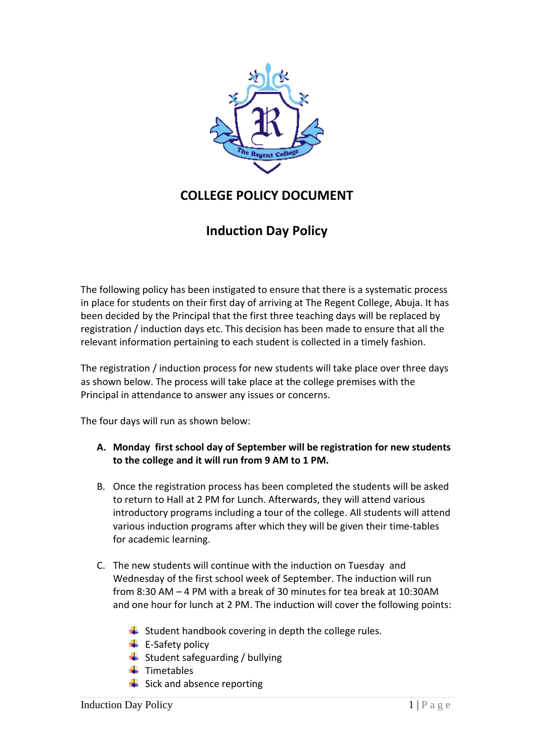# COLLEGE POLICY DOCUMENT

## Induction Day Policy

The following policy has been instigated to ensure that there is a systematic process in place for students on their first day of arriving at The Regent College, Abuja. It has been decided by the Principal that the first three teaching days will be replaced by registration / induction days etc. This decision has been made to ensure that all the relevant information pertaining to each student is collected in a timely fashion.

The registration / induction process for new students will take place over three days as shown below. The process will take place at the college premises with the Principal in attendance to answer any issues or concerns.

The four days will run as shown below:

A. **Monday first school day of September will be registration for new students to the college and it will run from 9 AM to 1 PM.**

B. Once the registration process has been completed the students will be asked to return to Hall at 2 PM for Lunch. Afterwards, they will attend various introductory programs including a tour of the college. All students will attend various induction programs after which they will be given their time-tables for academic learning.

C. The new students will continue with the induction on Tuesday and Wednesday of the first school week of September. The induction will run from 8:30 AM – 4 PM with a break of 30 minutes for tea break at 10:30AM and one hour for lunch at 2 PM. The induction will cover the following points:

    - Student handbook covering in depth the college rules.
    - E-Safety policy
    - Student safeguarding / bullying
    - Timetables
    - Sick and absence reporting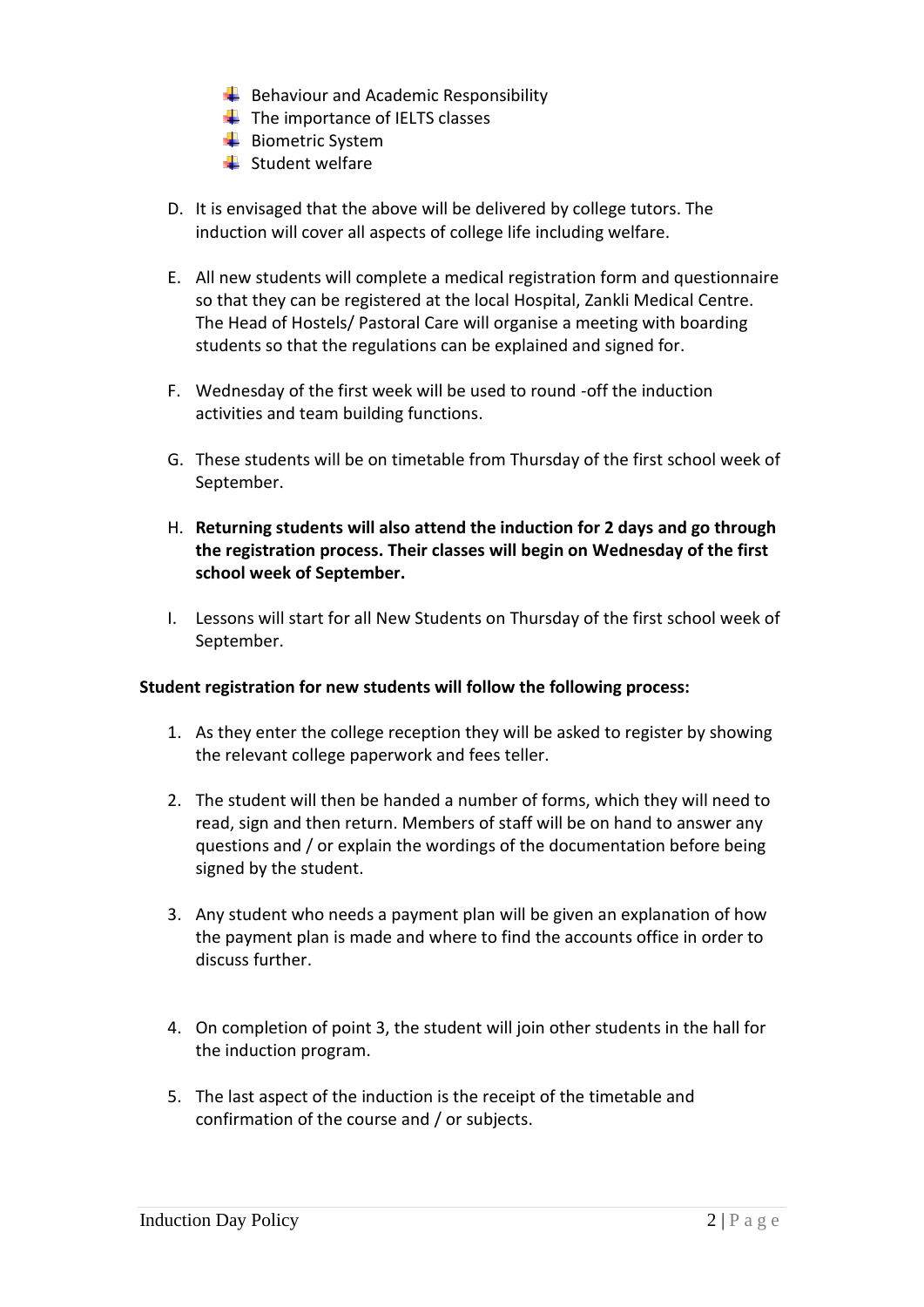- Behaviour and Academic Responsibility
- The importance of IELTS classes
- Biometric System
- Student welfare

D. It is envisaged that the above will be delivered by college tutors. The induction will cover all aspects of college life including welfare.

E. All new students will complete a medical registration form and questionnaire so that they can be registered at the local Hospital, Zankli Medical Centre. The Head of Hostels/ Pastoral Care will organise a meeting with boarding students so that the regulations can be explained and signed for.

F. Wednesday of the first week will be used to round -off the induction activities and team building functions.

G. These students will be on timetable from Thursday of the first school week of September.

H. **Returning students will also attend the induction for 2 days and go through the registration process. Their classes will begin on Wednesday of the first school week of September.**

I. Lessons will start for all New Students on Thursday of the first school week of September.

**Student registration for new students will follow the following process:**

1. As they enter the college reception they will be asked to register by showing the relevant college paperwork and fees teller.

2. The student will then be handed a number of forms, which they will need to read, sign and then return. Members of staff will be on hand to answer any questions and / or explain the wordings of the documentation before being signed by the student.

3. Any student who needs a payment plan will be given an explanation of how the payment plan is made and where to find the accounts office in order to discuss further.

4. On completion of point 3, the student will join other students in the hall for the induction program.

5. The last aspect of the induction is the receipt of the timetable and confirmation of the course and / or subjects.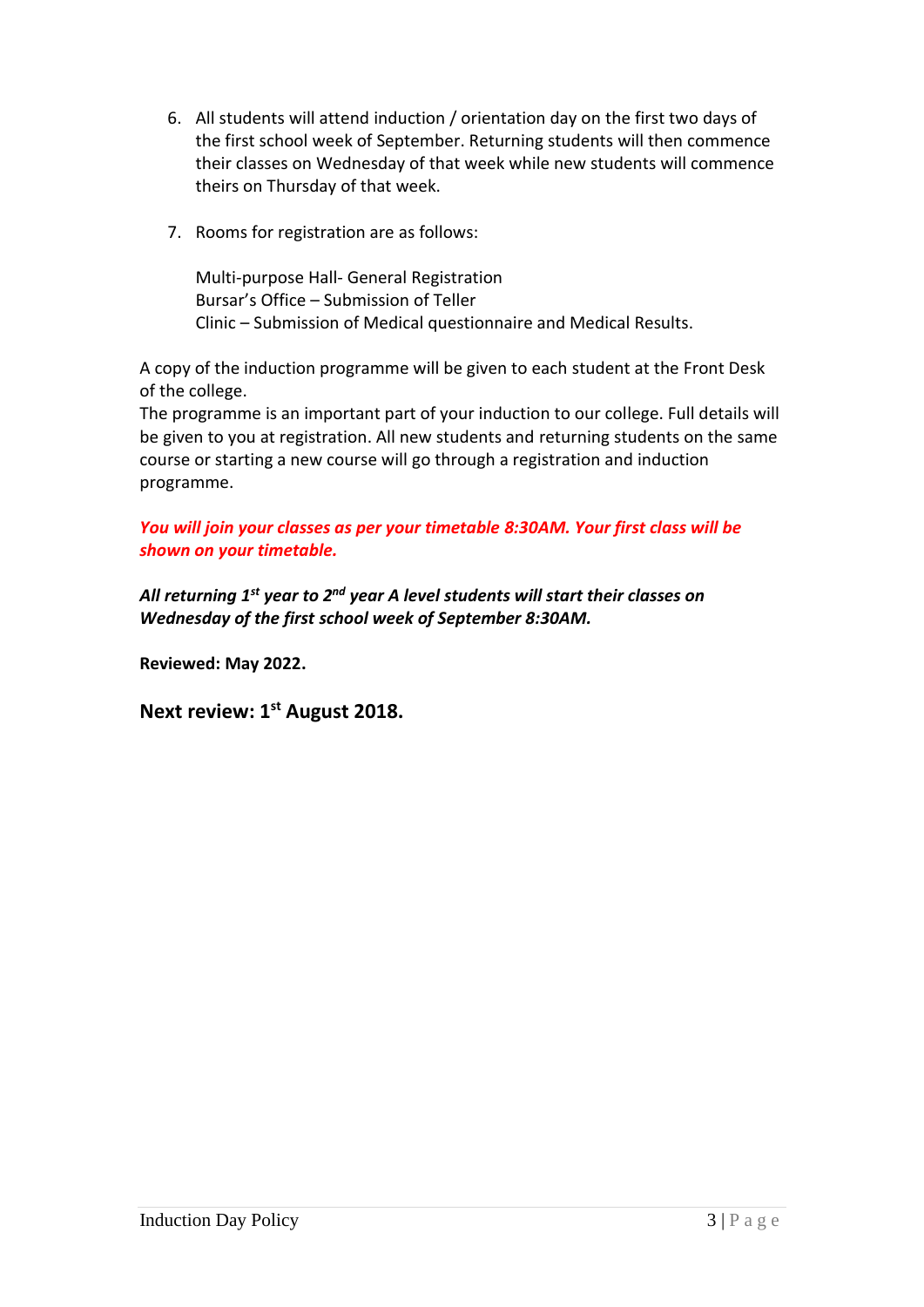6. All students will attend induction / orientation day on the first two days of the first school week of September. Returning students will then commence their classes on Wednesday of that week while new students will commence theirs on Thursday of that week.

7. Rooms for registration are as follows:

   Multi-purpose Hall- General Registration
   Bursar's Office – Submission of Teller
   Clinic – Submission of Medical questionnaire and Medical Results.

A copy of the induction programme will be given to each student at the Front Desk of the college.
The programme is an important part of your induction to our college. Full details will be given to you at registration. All new students and returning students on the same course or starting a new course will go through a registration and induction programme.

***You will join your classes as per your timetable 8:30AM. Your first class will be shown on your timetable.***

***All returning 1st year to 2nd year A level students will start their classes on Wednesday of the first school week of September 8:30AM.***

**Reviewed: May 2022.**

**Next review: 1st August 2018.**